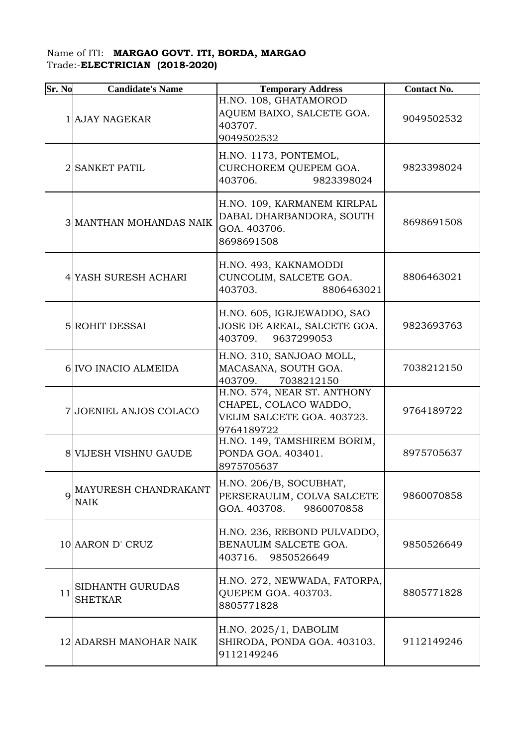Name of ITI: **MARGAO GOVT. ITI, BORDA, MARGAO**
Trade:-**ELECTRICIAN (2018-2020)**

| Sr. No | Candidate's Name | Temporary Address | Contact No. |
|---|---|---|---|
| 1 | AJAY NAGEKAR | H.NO. 108, GHATAMOROD AQUEM BAIXO, SALCETE GOA. 403707. 9049502532 | 9049502532 |
| 2 | SANKET PATIL | H.NO. 1173, PONTEMOL, CURCHOREM QUEPEM GOA. 403706. 9823398024 | 9823398024 |
| 3 | MANTHAN MOHANDAS NAIK | H.NO. 109, KARMANEM KIRLPAL DABAL DHARBANDORA, SOUTH GOA. 403706. 8698691508 | 8698691508 |
| 4 | YASH SURESH ACHARI | H.NO. 493, KAKNAMODDI CUNCOLIM, SALCETE GOA. 403703. 8806463021 | 8806463021 |
| 5 | ROHIT DESSAI | H.NO. 605, IGRJEWADDO, SAO JOSE DE AREAL, SALCETE GOA. 403709. 9637299053 | 9823693763 |
| 6 | IVO INACIO ALMEIDA | H.NO. 310, SANJOAO MOLL, MACASANA, SOUTH GOA. 403709. 7038212150 | 7038212150 |
| 7 | JOENIEL ANJOS COLACO | H.NO. 574, NEAR ST. ANTHONY CHAPEL, COLACO WADDO, VELIM SALCETE GOA. 403723. 9764189722 | 9764189722 |
| 8 | VIJESH VISHNU GAUDE | H.NO. 149, TAMSHIREM BORIM, PONDA GOA. 403401. 8975705637 | 8975705637 |
| 9 | MAYURESH CHANDRAKANT NAIK | H.NO. 206/B, SOCUBHAT, PERSERAULIM, COLVA SALCETE GOA. 403708. 9860070858 | 9860070858 |
| 10 | AARON D' CRUZ | H.NO. 236, REBOND PULVADDO, BENAULIM SALCETE GOA. 403716. 9850526649 | 9850526649 |
| 11 | SIDHANTH GURUDAS SHETKAR | H.NO. 272, NEWWADA, FATORPA, QUEPEM GOA. 403703. 8805771828 | 8805771828 |
| 12 | ADARSH MANOHAR NAIK | H.NO. 2025/1, DABOLIM SHIRODA, PONDA GOA. 403103. 9112149246 | 9112149246 |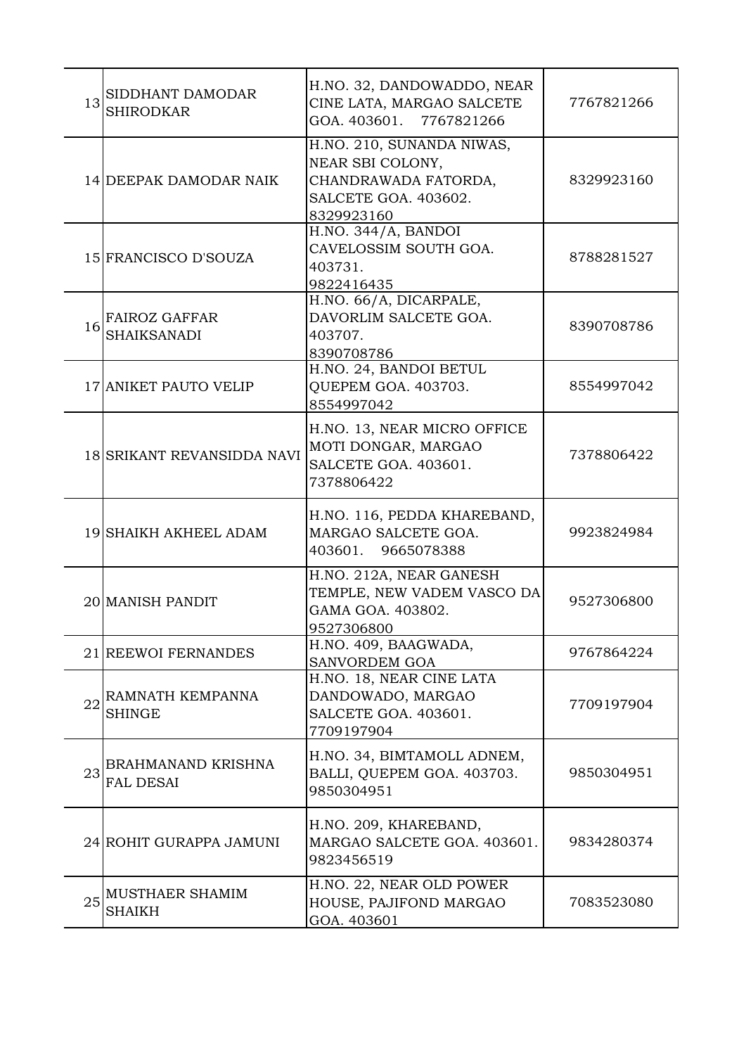| | | | |
|---|---|---|---|
| 13 | SIDDHANT DAMODAR SHIRODKAR | H.NO. 32, DANDOWADDO, NEAR CINE LATA, MARGAO SALCETE GOA. 403601. 7767821266 | 7767821266 |
| 14 | DEEPAK DAMODAR NAIK | H.NO. 210, SUNANDA NIWAS, NEAR SBI COLONY, CHANDRAWADA FATORDA, SALCETE GOA. 403602. 8329923160 | 8329923160 |
| 15 | FRANCISCO D'SOUZA | H.NO. 344/A, BANDOI CAVELOSSIM SOUTH GOA. 403731. 9822416435 | 8788281527 |
| 16 | FAIROZ GAFFAR SHAIKSANADI | H.NO. 66/A, DICARPALE, DAVORLIM SALCETE GOA. 403707. 8390708786 | 8390708786 |
| 17 | ANIKET PAUTO VELIP | H.NO. 24, BANDOI BETUL QUEPEM GOA. 403703. 8554997042 | 8554997042 |
| 18 | SRIKANT REVANSIDDA NAVI | H.NO. 13, NEAR MICRO OFFICE MOTI DONGAR, MARGAO SALCETE GOA. 403601. 7378806422 | 7378806422 |
| 19 | SHAIKH AKHEEL ADAM | H.NO. 116, PEDDA KHAREBAND, MARGAO SALCETE GOA. 403601. 9665078388 | 9923824984 |
| 20 | MANISH PANDIT | H.NO. 212A, NEAR GANESH TEMPLE, NEW VADEM VASCO DA GAMA GOA. 403802. 9527306800 | 9527306800 |
| 21 | REEWOI FERNANDES | H.NO. 409, BAAGWADA, SANVORDEM GOA | 9767864224 |
| 22 | RAMNATH KEMPANNA SHINGE | H.NO. 18, NEAR CINE LATA DANDOWADO, MARGAO SALCETE GOA. 403601. 7709197904 | 7709197904 |
| 23 | BRAHMANAND KRISHNA FAL DESAI | H.NO. 34, BIMTAMOLL ADNEM, BALLI, QUEPEM GOA. 403703. 9850304951 | 9850304951 |
| 24 | ROHIT GURAPPA JAMUNI | H.NO. 209, KHAREBAND, MARGAO SALCETE GOA. 403601. 9823456519 | 9834280374 |
| 25 | MUSTHAER SHAMIM SHAIKH | H.NO. 22, NEAR OLD POWER HOUSE, PAJIFOND MARGAO GOA. 403601 | 7083523080 |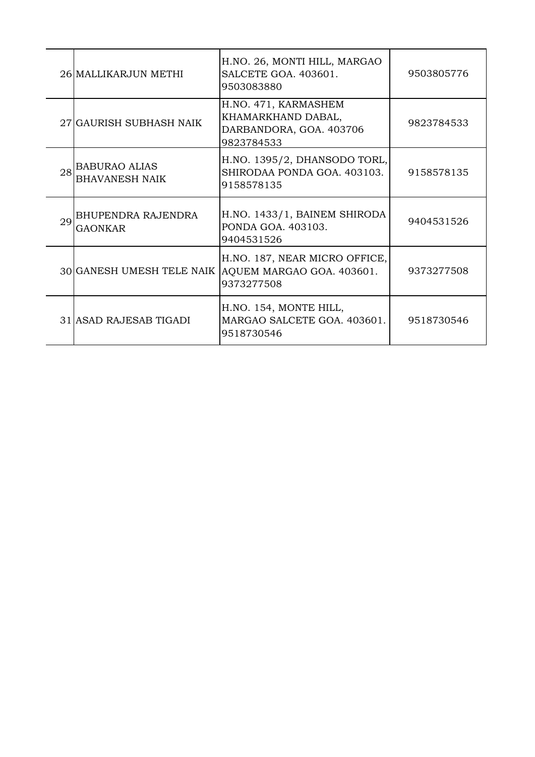| | | | |
|---|---|---|---|
| 26 | MALLIKARJUN METHI | H.NO. 26, MONTI HILL, MARGAO SALCETE GOA. 403601. 9503083880 | 9503805776 |
| 27 | GAURISH SUBHASH NAIK | H.NO. 471, KARMASHEM KHAMARKHAND DABAL, DARBANDORA, GOA. 403706 9823784533 | 9823784533 |
| 28 | BABURAO ALIAS BHAVANESH NAIK | H.NO. 1395/2, DHANSODO TORL, SHIRODAA PONDA GOA. 403103. 9158578135 | 9158578135 |
| 29 | BHUPENDRA RAJENDRA GAONKAR | H.NO. 1433/1, BAINEM SHIRODA PONDA GOA. 403103. 9404531526 | 9404531526 |
| 30 | GANESH UMESH TELE NAIK | H.NO. 187, NEAR MICRO OFFICE, AQUEM MARGAO GOA. 403601. 9373277508 | 9373277508 |
| 31 | ASAD RAJESAB TIGADI | H.NO. 154, MONTE HILL, MARGAO SALCETE GOA. 403601. 9518730546 | 9518730546 |